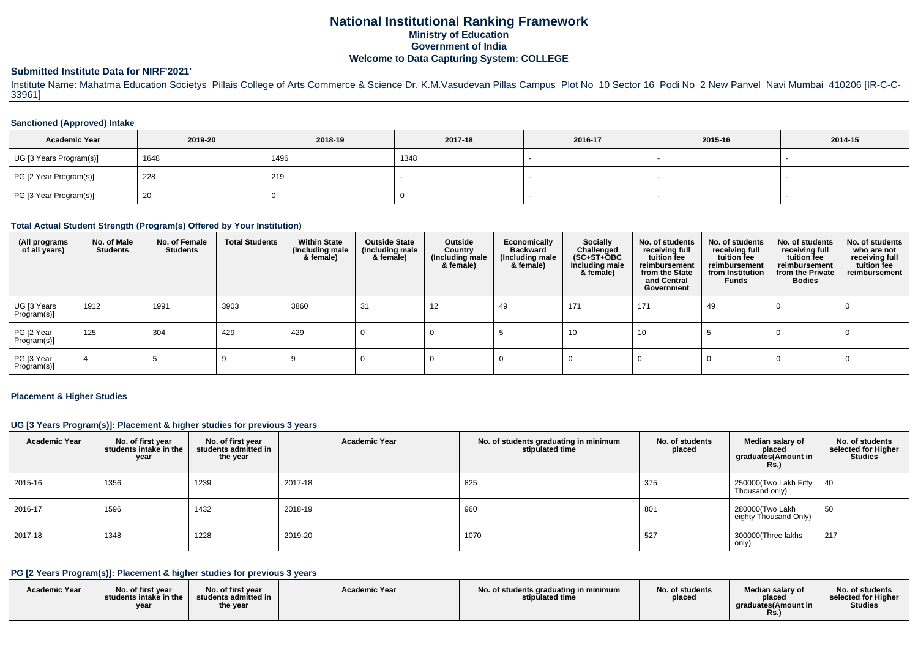# National Institutional Ranking Framework
## Ministry of Education
## Government of India
## Welcome to Data Capturing System: COLLEGE

### Submitted Institute Data for NIRF'2021'

Institute Name: Mahatma Education Societys Pillais College of Arts Commerce & Science Dr. K.M.Vasudevan Pillas Campus Plot No 10 Sector 16 Podi No 2 New Panvel Navi Mumbai 410206 [IR-C-C-33961]

#### Sanctioned (Approved) Intake

| Academic Year | 2019-20 | 2018-19 | 2017-18 | 2016-17 | 2015-16 | 2014-15 |
|---|---|---|---|---|---|---|
| UG [3 Years Program(s)] | 1648 | 1496 | 1348 | - | - | - |
| PG [2 Year Program(s)] | 228 | 219 | - | - | - | - |
| PG [3 Year Program(s)] | 20 | 0 | 0 | - | - | - |

#### Total Actual Student Strength (Program(s) Offered by Your Institution)

| (All programs of all years) | No. of Male Students | No. of Female Students | Total Students | Within State (Including male & female) | Outside State (Including male & female) | Outside Country (Including male & female) | Economically Backward (Including male & female) | Socially Challenged (SC+ST+OBC Including male & female) | No. of students receiving full tuition fee reimbursement from the State and Central Government | No. of students receiving full tuition fee reimbursement from Institution Funds | No. of students receiving full tuition fee reimbursement from the Private Bodies | No. of students who are not receiving full tuition fee reimbursement |
|---|---|---|---|---|---|---|---|---|---|---|---|---|
| UG [3 Years Program(s)] | 1912 | 1991 | 3903 | 3860 | 31 | 12 | 49 | 171 | 171 | 49 | 0 | 0 |
| PG [2 Year Program(s)] | 125 | 304 | 429 | 429 | 0 | 0 | 5 | 10 | 10 | 5 | 0 | 0 |
| PG [3 Year Program(s)] | 4 | 5 | 9 | 9 | 0 | 0 | 0 | 0 | 0 | 0 | 0 | 0 |

#### Placement & Higher Studies

#### UG [3 Years Program(s)]: Placement & higher studies for previous 3 years

| Academic Year | No. of first year students intake in the year | No. of first year students admitted in the year | Academic Year | No. of students graduating in minimum stipulated time | No. of students placed | Median salary of placed graduates(Amount in Rs.) | No. of students selected for Higher Studies |
|---|---|---|---|---|---|---|---|
| 2015-16 | 1356 | 1239 | 2017-18 | 825 | 375 | 250000(Two Lakh Fifty Thousand only) | 40 |
| 2016-17 | 1596 | 1432 | 2018-19 | 960 | 801 | 280000(Two Lakh eighty Thousand Only) | 50 |
| 2017-18 | 1348 | 1228 | 2019-20 | 1070 | 527 | 300000(Three lakhs only) | 217 |

#### PG [2 Years Program(s)]: Placement & higher studies for previous 3 years

| Academic Year | No. of first year students intake in the year | No. of first year students admitted in the year | Academic Year | No. of students graduating in minimum stipulated time | No. of students placed | Median salary of placed graduates(Amount in Rs.) | No. of students selected for Higher Studies |
|---|---|---|---|---|---|---|---|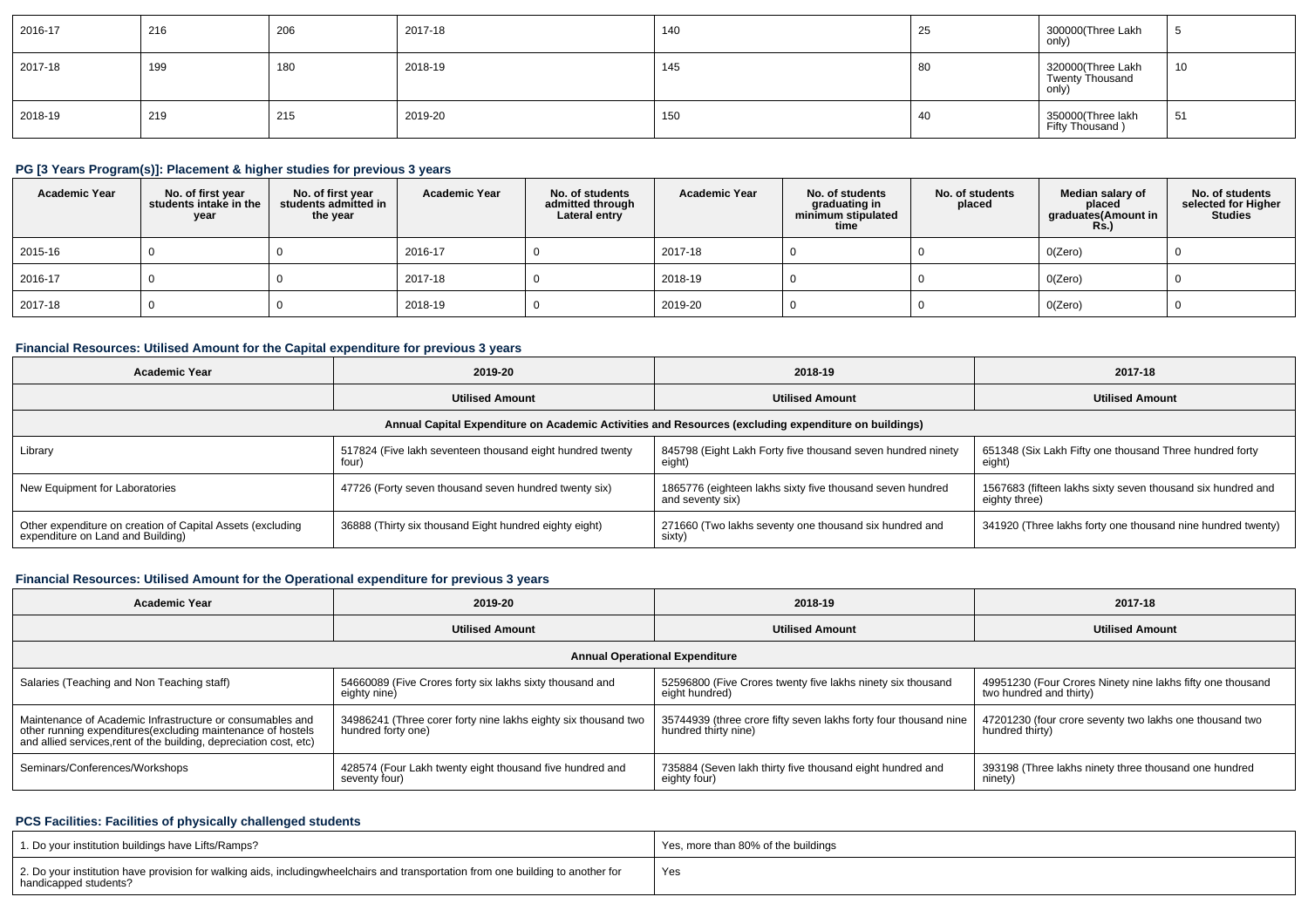| 2016-17 | 216 | 206 | 2017-18 | 140 | 25 | 300000(Three Lakh only) | 5 |
|---|---|---|---|---|---|---|---|
| 2017-18 | 199 | 180 | 2018-19 | 145 | 80 | 320000(Three Lakh Twenty Thousand only) | 10 |
| 2018-19 | 219 | 215 | 2019-20 | 150 | 40 | 350000(Three lakh Fifty Thousand ) | 51 |

### PG [3 Years Program(s)]: Placement & higher studies for previous 3 years

| Academic Year | No. of first year students intake in the year | No. of first year students admitted in the year | Academic Year | No. of students admitted through Lateral entry | Academic Year | No. of students graduating in minimum stipulated time | No. of students placed | Median salary of placed graduates(Amount in Rs.) | No. of students selected for Higher Studies |
|---|---|---|---|---|---|---|---|---|---|
| 2015-16 | 0 | 0 | 2016-17 | 0 | 2017-18 | 0 | 0 | 0(Zero) | 0 |
| 2016-17 | 0 | 0 | 2017-18 | 0 | 2018-19 | 0 | 0 | 0(Zero) | 0 |
| 2017-18 | 0 | 0 | 2018-19 | 0 | 2019-20 | 0 | 0 | 0(Zero) | 0 |

### Financial Resources: Utilised Amount for the Capital expenditure for previous 3 years

| Academic Year | 2019-20 | 2018-19 | 2017-18 |
|---|---|---|---|
| | Utilised Amount | Utilised Amount | Utilised Amount |
| Annual Capital Expenditure on Academic Activities and Resources (excluding expenditure on buildings) | | | |
| Library | 517824 (Five lakh seventeen thousand eight hundred twenty four) | 845798 (Eight Lakh Forty five thousand seven hundred ninety eight) | 651348 (Six Lakh Fifty one thousand Three hundred forty eight) |
| New Equipment for Laboratories | 47726 (Forty seven thousand seven hundred twenty six) | 1865776 (eighteen lakhs sixty five thousand seven hundred and seventy six) | 1567683 (fifteen lakhs sixty seven thousand six hundred and eighty three) |
| Other expenditure on creation of Capital Assets (excluding expenditure on Land and Building) | 36888 (Thirty six thousand Eight hundred eighty eight) | 271660 (Two lakhs seventy one thousand six hundred and sixty) | 341920 (Three lakhs forty one thousand nine hundred twenty) |

### Financial Resources: Utilised Amount for the Operational expenditure for previous 3 years

| Academic Year | 2019-20 | 2018-19 | 2017-18 |
|---|---|---|---|
| | Utilised Amount | Utilised Amount | Utilised Amount |
| Annual Operational Expenditure | | | |
| Salaries (Teaching and Non Teaching staff) | 54660089 (Five Crores forty six lakhs sixty thousand and eighty nine) | 52596800 (Five Crores twenty five lakhs ninety six thousand eight hundred) | 49951230 (Four Crores Ninety nine lakhs fifty one thousand two hundred and thirty) |
| Maintenance of Academic Infrastructure or consumables and other running expenditures(excluding maintenance of hostels and allied services,rent of the building, depreciation cost, etc) | 34986241 (Three corer forty nine lakhs eighty six thousand two hundred forty one) | 35744939 (three crore fifty seven lakhs forty four thousand nine hundred thirty nine) | 47201230 (four crore seventy two lakhs one thousand two hundred thirty) |
| Seminars/Conferences/Workshops | 428574 (Four Lakh twenty eight thousand five hundred and seventy four) | 735884 (Seven lakh thirty five thousand eight hundred and eighty four) | 393198 (Three lakhs ninety three thousand one hundred ninety) |

### PCS Facilities: Facilities of physically challenged students

| | |
|---|---|
| 1. Do your institution buildings have Lifts/Ramps? | Yes, more than 80% of the buildings |
| 2. Do your institution have provision for walking aids, includingwheelchairs and transportation from one building to another for handicapped students? | Yes |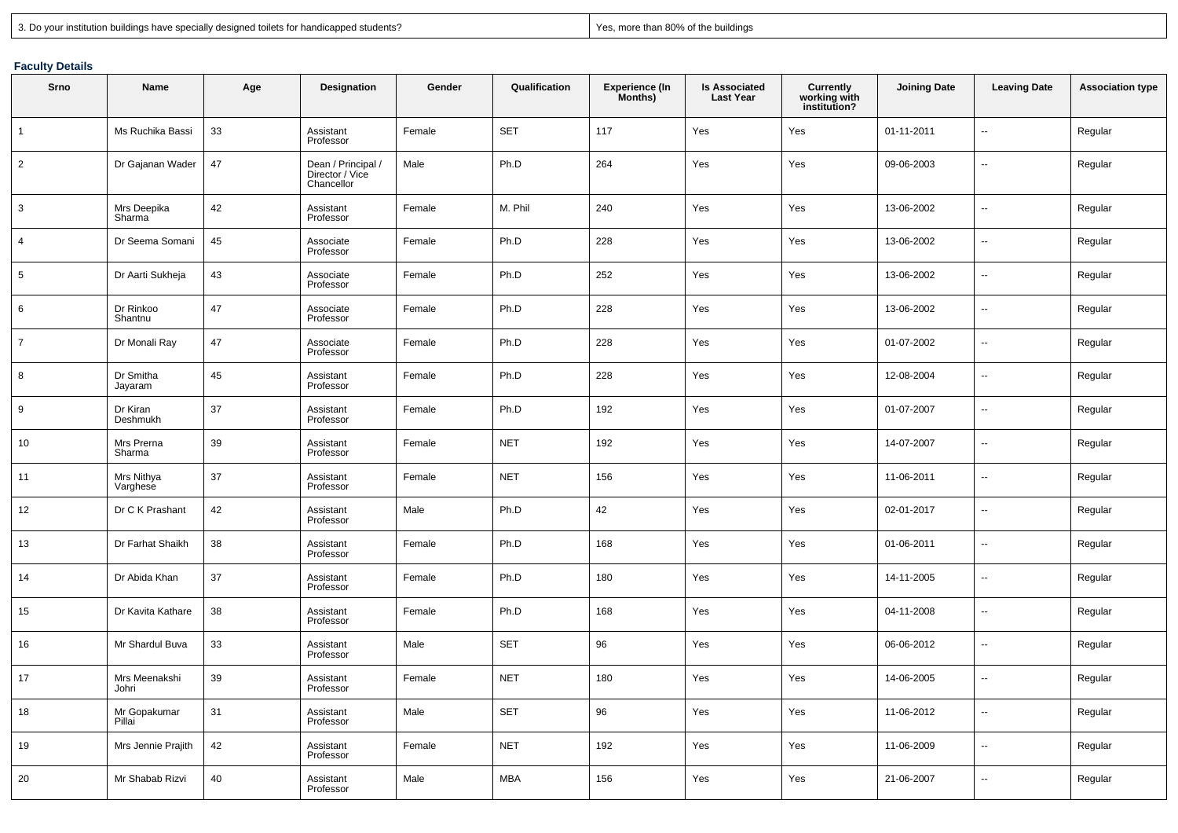| 3. Do your institution buildings have specially designed toilets for handicapped students? | Yes, more than 80% of the buildings |
|---|---|

**Faculty Details**

| Srno | Name | Age | Designation | Gender | Qualification | Experience (In Months) | Is Associated Last Year | Currently working with institution? | Joining Date | Leaving Date | Association type |
|---|---|---|---|---|---|---|---|---|---|---|---|
| 1 | Ms Ruchika Bassi | 33 | Assistant Professor | Female | SET | 117 | Yes | Yes | 01-11-2011 | -- | Regular |
| 2 | Dr Gajanan Wader | 47 | Dean / Principal / Director / Vice Chancellor | Male | Ph.D | 264 | Yes | Yes | 09-06-2003 | -- | Regular |
| 3 | Mrs Deepika Sharma | 42 | Assistant Professor | Female | M. Phil | 240 | Yes | Yes | 13-06-2002 | -- | Regular |
| 4 | Dr Seema Somani | 45 | Associate Professor | Female | Ph.D | 228 | Yes | Yes | 13-06-2002 | -- | Regular |
| 5 | Dr Aarti Sukheja | 43 | Associate Professor | Female | Ph.D | 252 | Yes | Yes | 13-06-2002 | -- | Regular |
| 6 | Dr Rinkoo Shantnu | 47 | Associate Professor | Female | Ph.D | 228 | Yes | Yes | 13-06-2002 | -- | Regular |
| 7 | Dr Monali Ray | 47 | Associate Professor | Female | Ph.D | 228 | Yes | Yes | 01-07-2002 | -- | Regular |
| 8 | Dr Smitha Jayaram | 45 | Assistant Professor | Female | Ph.D | 228 | Yes | Yes | 12-08-2004 | -- | Regular |
| 9 | Dr Kiran Deshmukh | 37 | Assistant Professor | Female | Ph.D | 192 | Yes | Yes | 01-07-2007 | -- | Regular |
| 10 | Mrs Prerna Sharma | 39 | Assistant Professor | Female | NET | 192 | Yes | Yes | 14-07-2007 | -- | Regular |
| 11 | Mrs Nithya Varghese | 37 | Assistant Professor | Female | NET | 156 | Yes | Yes | 11-06-2011 | -- | Regular |
| 12 | Dr C K Prashant | 42 | Assistant Professor | Male | Ph.D | 42 | Yes | Yes | 02-01-2017 | -- | Regular |
| 13 | Dr Farhat Shaikh | 38 | Assistant Professor | Female | Ph.D | 168 | Yes | Yes | 01-06-2011 | -- | Regular |
| 14 | Dr Abida Khan | 37 | Assistant Professor | Female | Ph.D | 180 | Yes | Yes | 14-11-2005 | -- | Regular |
| 15 | Dr Kavita Kathare | 38 | Assistant Professor | Female | Ph.D | 168 | Yes | Yes | 04-11-2008 | -- | Regular |
| 16 | Mr Shardul Buva | 33 | Assistant Professor | Male | SET | 96 | Yes | Yes | 06-06-2012 | -- | Regular |
| 17 | Mrs Meenakshi Johri | 39 | Assistant Professor | Female | NET | 180 | Yes | Yes | 14-06-2005 | -- | Regular |
| 18 | Mr Gopakumar Pillai | 31 | Assistant Professor | Male | SET | 96 | Yes | Yes | 11-06-2012 | -- | Regular |
| 19 | Mrs Jennie Prajith | 42 | Assistant Professor | Female | NET | 192 | Yes | Yes | 11-06-2009 | -- | Regular |
| 20 | Mr Shabab Rizvi | 40 | Assistant Professor | Male | MBA | 156 | Yes | Yes | 21-06-2007 | -- | Regular |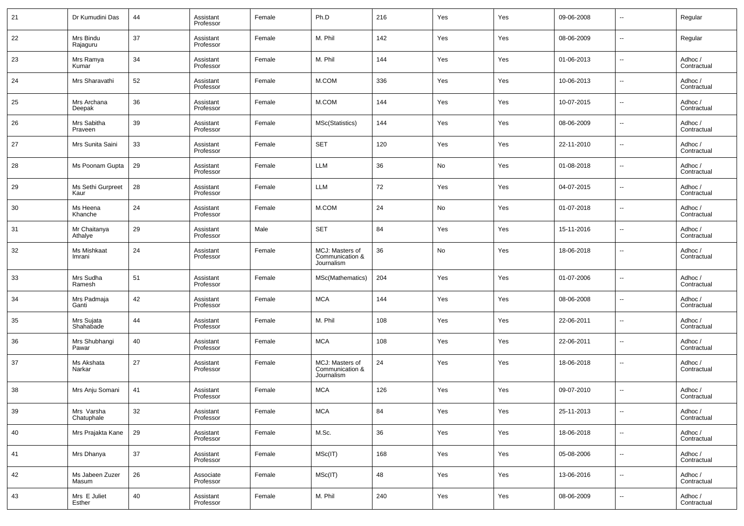| | | | | | | | | | | | |
|---|---|---|---|---|---|---|---|---|---|---|---|
| 21 | Dr Kumudini Das | 44 | Assistant Professor | Female | Ph.D | 216 | Yes | Yes | 09-06-2008 | -- | Regular |
| 22 | Mrs Bindu Rajaguru | 37 | Assistant Professor | Female | M. Phil | 142 | Yes | Yes | 08-06-2009 | -- | Regular |
| 23 | Mrs Ramya Kumar | 34 | Assistant Professor | Female | M. Phil | 144 | Yes | Yes | 01-06-2013 | -- | Adhoc / Contractual |
| 24 | Mrs Sharavathi | 52 | Assistant Professor | Female | M.COM | 336 | Yes | Yes | 10-06-2013 | -- | Adhoc / Contractual |
| 25 | Mrs Archana Deepak | 36 | Assistant Professor | Female | M.COM | 144 | Yes | Yes | 10-07-2015 | -- | Adhoc / Contractual |
| 26 | Mrs Sabitha Praveen | 39 | Assistant Professor | Female | MSc(Statistics) | 144 | Yes | Yes | 08-06-2009 | -- | Adhoc / Contractual |
| 27 | Mrs Sunita Saini | 33 | Assistant Professor | Female | SET | 120 | Yes | Yes | 22-11-2010 | -- | Adhoc / Contractual |
| 28 | Ms Poonam Gupta | 29 | Assistant Professor | Female | LLM | 36 | No | Yes | 01-08-2018 | -- | Adhoc / Contractual |
| 29 | Ms Sethi Gurpreet Kaur | 28 | Assistant Professor | Female | LLM | 72 | Yes | Yes | 04-07-2015 | -- | Adhoc / Contractual |
| 30 | Ms Heena Khanche | 24 | Assistant Professor | Female | M.COM | 24 | No | Yes | 01-07-2018 | -- | Adhoc / Contractual |
| 31 | Mr Chaitanya Athalye | 29 | Assistant Professor | Male | SET | 84 | Yes | Yes | 15-11-2016 | -- | Adhoc / Contractual |
| 32 | Ms Mishkaat Imrani | 24 | Assistant Professor | Female | MCJ: Masters of Communication & Journalism | 36 | No | Yes | 18-06-2018 | -- | Adhoc / Contractual |
| 33 | Mrs Sudha Ramesh | 51 | Assistant Professor | Female | MSc(Mathematics) | 204 | Yes | Yes | 01-07-2006 | -- | Adhoc / Contractual |
| 34 | Mrs Padmaja Ganti | 42 | Assistant Professor | Female | MCA | 144 | Yes | Yes | 08-06-2008 | -- | Adhoc / Contractual |
| 35 | Mrs Sujata Shahabade | 44 | Assistant Professor | Female | M. Phil | 108 | Yes | Yes | 22-06-2011 | -- | Adhoc / Contractual |
| 36 | Mrs Shubhangi Pawar | 40 | Assistant Professor | Female | MCA | 108 | Yes | Yes | 22-06-2011 | -- | Adhoc / Contractual |
| 37 | Ms Akshata Narkar | 27 | Assistant Professor | Female | MCJ: Masters of Communication & Journalism | 24 | Yes | Yes | 18-06-2018 | -- | Adhoc / Contractual |
| 38 | Mrs Anju Somani | 41 | Assistant Professor | Female | MCA | 126 | Yes | Yes | 09-07-2010 | -- | Adhoc / Contractual |
| 39 | Mrs Varsha Chatuphale | 32 | Assistant Professor | Female | MCA | 84 | Yes | Yes | 25-11-2013 | -- | Adhoc / Contractual |
| 40 | Mrs Prajakta Kane | 29 | Assistant Professor | Female | M.Sc. | 36 | Yes | Yes | 18-06-2018 | -- | Adhoc / Contractual |
| 41 | Mrs Dhanya | 37 | Assistant Professor | Female | MSc(IT) | 168 | Yes | Yes | 05-08-2006 | -- | Adhoc / Contractual |
| 42 | Ms Jabeen Zuzer Masum | 26 | Associate Professor | Female | MSc(IT) | 48 | Yes | Yes | 13-06-2016 | -- | Adhoc / Contractual |
| 43 | Mrs E Juliet Esther | 40 | Assistant Professor | Female | M. Phil | 240 | Yes | Yes | 08-06-2009 | -- | Adhoc / Contractual |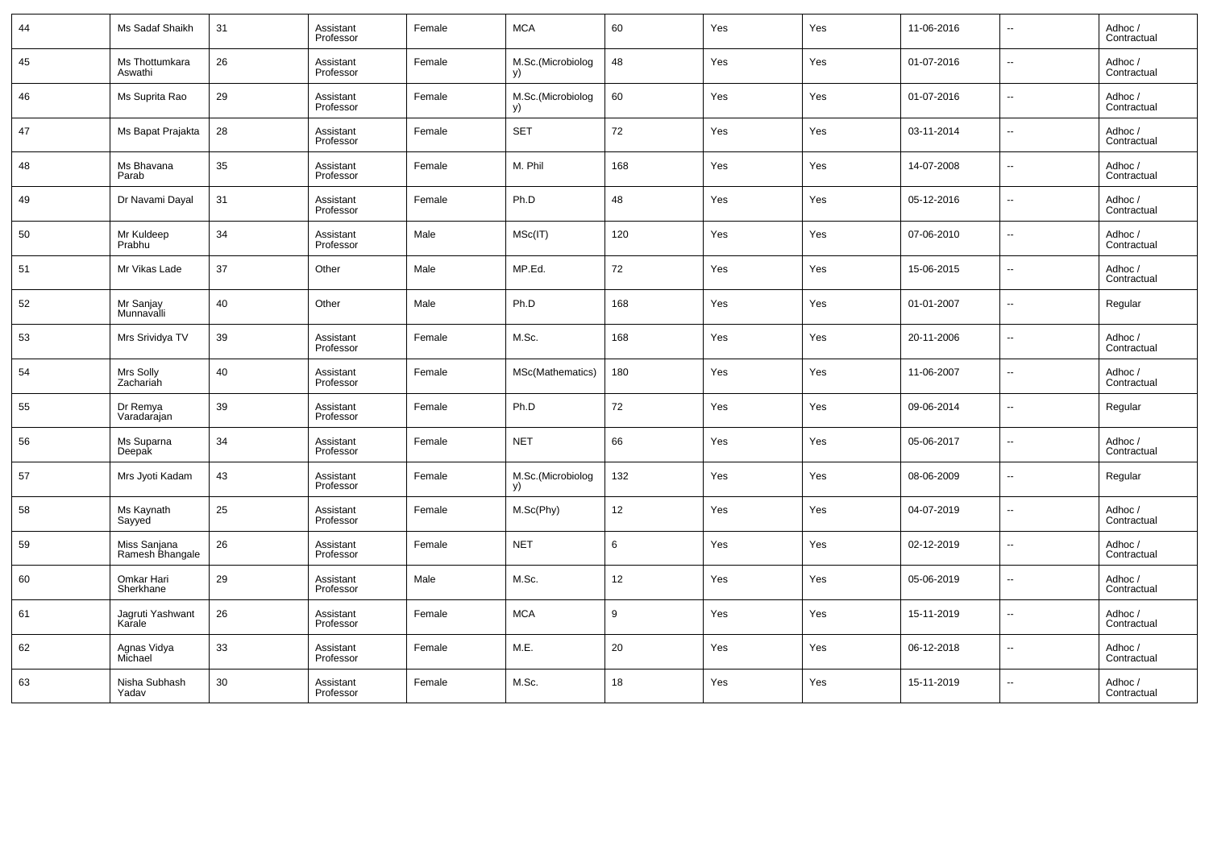| | | | | | | | | | | | |
|---|---|---|---|---|---|---|---|---|---|---|---|
| 44 | Ms Sadaf Shaikh | 31 | Assistant Professor | Female | MCA | 60 | Yes | Yes | 11-06-2016 | -- | Adhoc / Contractual |
| 45 | Ms Thottumkara Aswathi | 26 | Assistant Professor | Female | M.Sc.(Microbiology) | 48 | Yes | Yes | 01-07-2016 | -- | Adhoc / Contractual |
| 46 | Ms Suprita Rao | 29 | Assistant Professor | Female | M.Sc.(Microbiology) | 60 | Yes | Yes | 01-07-2016 | -- | Adhoc / Contractual |
| 47 | Ms Bapat Prajakta | 28 | Assistant Professor | Female | SET | 72 | Yes | Yes | 03-11-2014 | -- | Adhoc / Contractual |
| 48 | Ms Bhavana Parab | 35 | Assistant Professor | Female | M. Phil | 168 | Yes | Yes | 14-07-2008 | -- | Adhoc / Contractual |
| 49 | Dr Navami Dayal | 31 | Assistant Professor | Female | Ph.D | 48 | Yes | Yes | 05-12-2016 | -- | Adhoc / Contractual |
| 50 | Mr Kuldeep Prabhu | 34 | Assistant Professor | Male | MSc(IT) | 120 | Yes | Yes | 07-06-2010 | -- | Adhoc / Contractual |
| 51 | Mr Vikas Lade | 37 | Other | Male | MP.Ed. | 72 | Yes | Yes | 15-06-2015 | -- | Adhoc / Contractual |
| 52 | Mr Sanjay Munnavalli | 40 | Other | Male | Ph.D | 168 | Yes | Yes | 01-01-2007 | -- | Regular |
| 53 | Mrs Srividya TV | 39 | Assistant Professor | Female | M.Sc. | 168 | Yes | Yes | 20-11-2006 | -- | Adhoc / Contractual |
| 54 | Mrs Solly Zachariah | 40 | Assistant Professor | Female | MSc(Mathematics) | 180 | Yes | Yes | 11-06-2007 | -- | Adhoc / Contractual |
| 55 | Dr Remya Varadarajan | 39 | Assistant Professor | Female | Ph.D | 72 | Yes | Yes | 09-06-2014 | -- | Regular |
| 56 | Ms Suparna Deepak | 34 | Assistant Professor | Female | NET | 66 | Yes | Yes | 05-06-2017 | -- | Adhoc / Contractual |
| 57 | Mrs Jyoti Kadam | 43 | Assistant Professor | Female | M.Sc.(Microbiology) | 132 | Yes | Yes | 08-06-2009 | -- | Regular |
| 58 | Ms Kaynath Sayyed | 25 | Assistant Professor | Female | M.Sc(Phy) | 12 | Yes | Yes | 04-07-2019 | -- | Adhoc / Contractual |
| 59 | Miss Sanjana Ramesh Bhangale | 26 | Assistant Professor | Female | NET | 6 | Yes | Yes | 02-12-2019 | -- | Adhoc / Contractual |
| 60 | Omkar Hari Sherkhane | 29 | Assistant Professor | Male | M.Sc. | 12 | Yes | Yes | 05-06-2019 | -- | Adhoc / Contractual |
| 61 | Jagruti Yashwant Karale | 26 | Assistant Professor | Female | MCA | 9 | Yes | Yes | 15-11-2019 | -- | Adhoc / Contractual |
| 62 | Agnas Vidya Michael | 33 | Assistant Professor | Female | M.E. | 20 | Yes | Yes | 06-12-2018 | -- | Adhoc / Contractual |
| 63 | Nisha Subhash Yadav | 30 | Assistant Professor | Female | M.Sc. | 18 | Yes | Yes | 15-11-2019 | -- | Adhoc / Contractual |